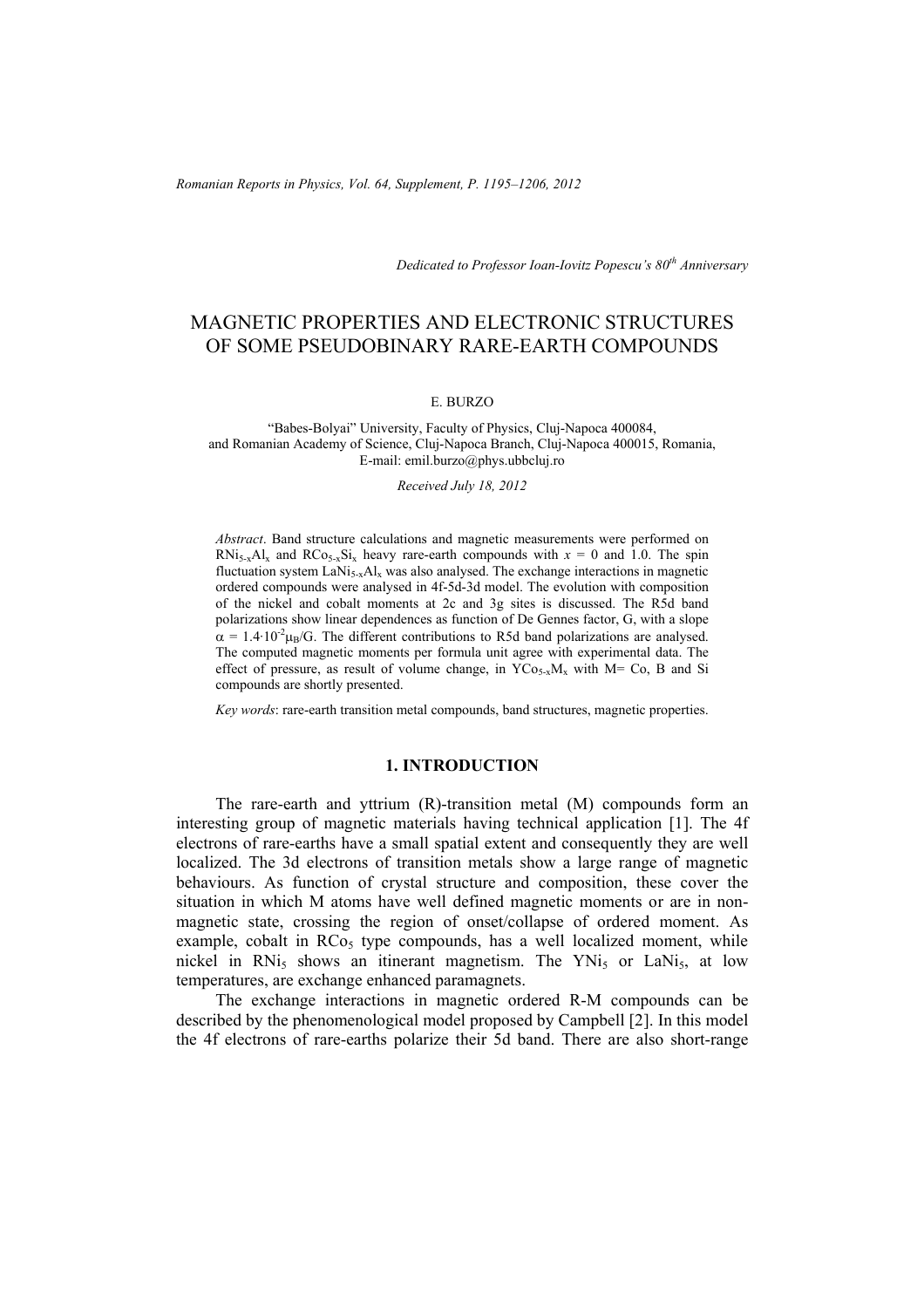*Dedicated to Professor Ioan-Iovitz Popescu's 80th Anniversary*

# MAGNETIC PROPERTIES AND ELECTRONIC STRUCTURES OF SOME PSEUDOBINARY RARE-EARTH COMPOUNDS

E. BURZO

"Babes-Bolyai" University, Faculty of Physics, Cluj-Napoca 400084,
and Romanian Academy of Science, Cluj-Napoca Branch, Cluj-Napoca 400015, Romania,
E-mail: emil.burzo@phys.ubbcluj.ro

*Received July 18, 2012*

*Abstract*. Band structure calculations and magnetic measurements were performed on $RNi_{5-x}Al_x$ and $RCo_{5-x}Si_x$ heavy rare-earth compounds with $x$ = 0 and 1.0. The spin fluctuation system $LaNi_{5-x}Al_x$ was also analysed. The exchange interactions in magnetic ordered compounds were analysed in 4f-5d-3d model. The evolution with composition of the nickel and cobalt moments at 2c and 3g sites is discussed. The R5d band polarizations show linear dependences as function of De Gennes factor, G, with a slope $\alpha = 1.4 \cdot 10^{-2} \mu_B/G$. The different contributions to R5d band polarizations are analysed. The computed magnetic moments per formula unit agree with experimental data. The effect of pressure, as result of volume change, in $YCo_{5-x}M_x$ with M= Co, B and Si compounds are shortly presented.

*Key words*: rare-earth transition metal compounds, band structures, magnetic properties.

## 1. INTRODUCTION

The rare-earth and yttrium (R)-transition metal (M) compounds form an interesting group of magnetic materials having technical application [1]. The 4f electrons of rare-earths have a small spatial extent and consequently they are well localized. The 3d electrons of transition metals show a large range of magnetic behaviours. As function of crystal structure and composition, these cover the situation in which M atoms have well defined magnetic moments or are in non-magnetic state, crossing the region of onset/collapse of ordered moment. As example, cobalt in $RCo_5$ type compounds, has a well localized moment, while nickel in $RNi_5$ shows an itinerant magnetism. The $YNi_5$ or $LaNi_5$, at low temperatures, are exchange enhanced paramagnets.

The exchange interactions in magnetic ordered R-M compounds can be described by the phenomenological model proposed by Campbell [2]. In this model the 4f electrons of rare-earths polarize their 5d band. There are also short-range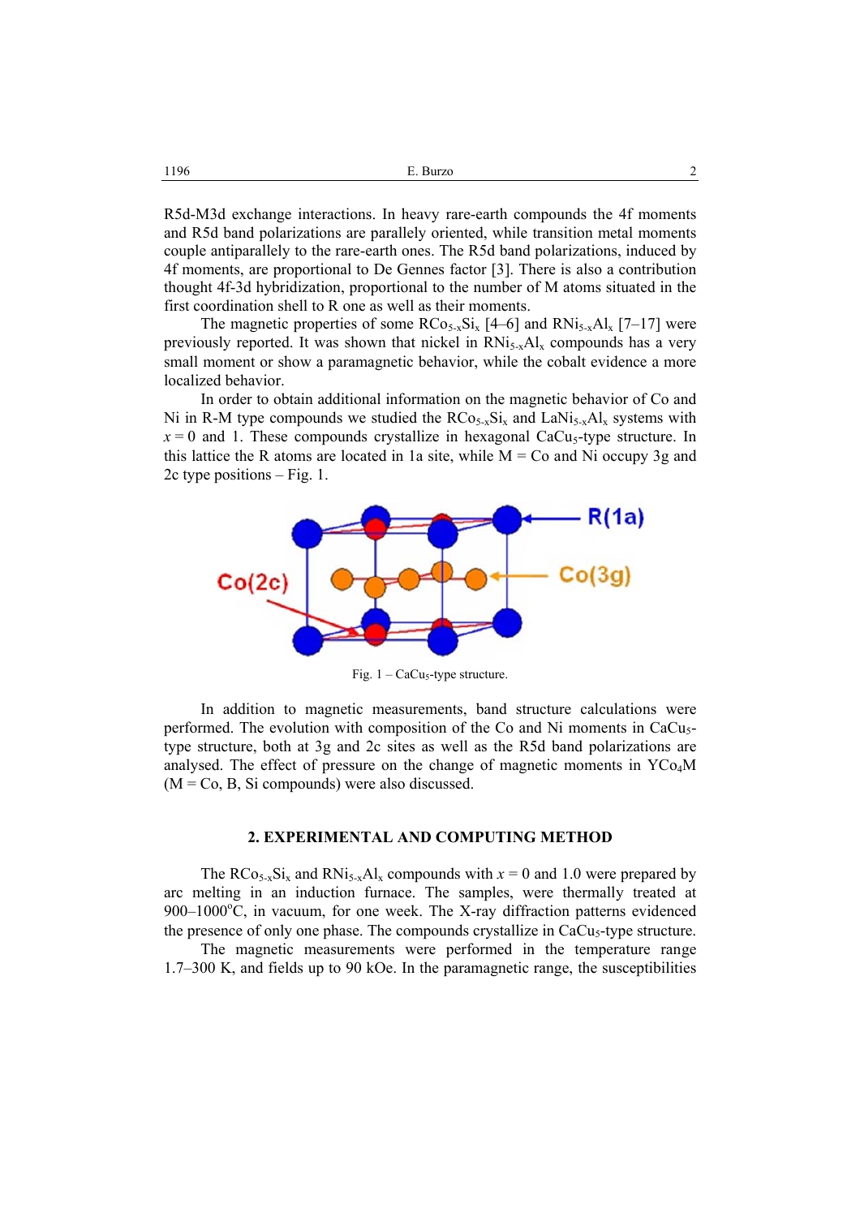R5d-M3d exchange interactions. In heavy rare-earth compounds the 4f moments and R5d band polarizations are parallely oriented, while transition metal moments couple antiparallely to the rare-earth ones. The R5d band polarizations, induced by 4f moments, are proportional to De Gennes factor [3]. There is also a contribution thought 4f-3d hybridization, proportional to the number of M atoms situated in the first coordination shell to R one as well as their moments.

The magnetic properties of some $RCo_{5-x}Si_x$ [4–6] and $RNi_{5-x}Al_x$ [7–17] were previously reported. It was shown that nickel in $RNi_{5-x}Al_x$ compounds has a very small moment or show a paramagnetic behavior, while the cobalt evidence a more localized behavior.

In order to obtain additional information on the magnetic behavior of Co and Ni in R-M type compounds we studied the $RCo_{5-x}Si_x$ and $LaNi_{5-x}Al_x$ systems with $x = 0$ and 1. These compounds crystallize in hexagonal $CaCu_5$-type structure. In this lattice the R atoms are located in 1a site, while M = Co and Ni occupy 3g and 2c type positions – Fig. 1.

Fig. 1 – $CaCu_5$-type structure.

In addition to magnetic measurements, band structure calculations were performed. The evolution with composition of the Co and Ni moments in $CaCu_5$-type structure, both at 3g and 2c sites as well as the R5d band polarizations are analysed. The effect of pressure on the change of magnetic moments in $YCo_4M$ (M = Co, B, Si compounds) were also discussed.

## 2. EXPERIMENTAL AND COMPUTING METHOD

The $RCo_{5-x}Si_x$ and $RNi_{5-x}Al_x$ compounds with $x = 0$ and 1.0 were prepared by arc melting in an induction furnace. The samples, were thermally treated at 900–1000°C, in vacuum, for one week. The X-ray diffraction patterns evidenced the presence of only one phase. The compounds crystallize in $CaCu_5$-type structure.

The magnetic measurements were performed in the temperature range 1.7–300 K, and fields up to 90 kOe. In the paramagnetic range, the susceptibilities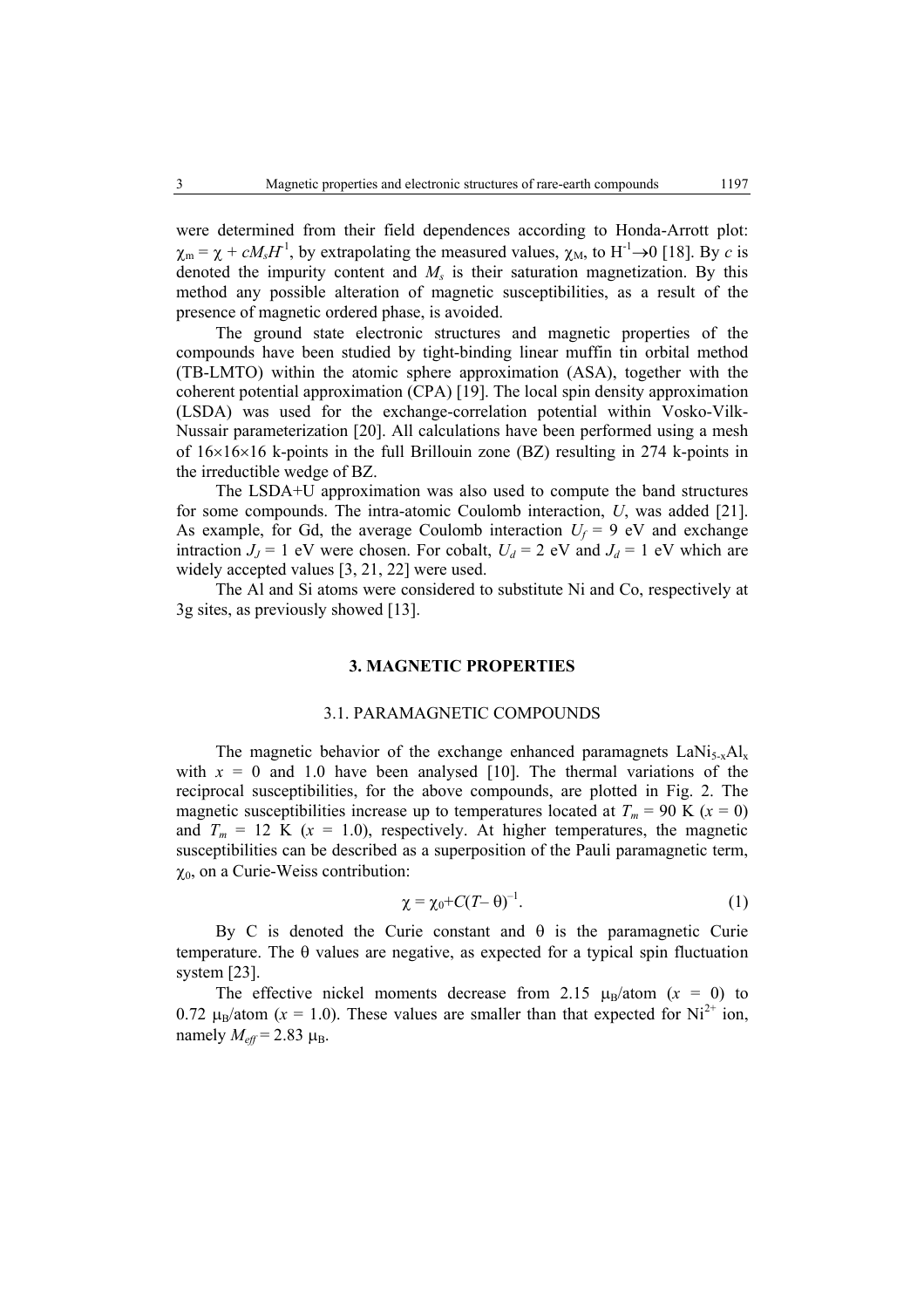were determined from their field dependences according to Honda-Arrott plot: $\chi_m = \chi + cM_sH^{-1}$, by extrapolating the measured values, $\chi_M$, to $H^{-1}\rightarrow 0$ [18]. By $c$ is denoted the impurity content and $M_s$ is their saturation magnetization. By this method any possible alteration of magnetic susceptibilities, as a result of the presence of magnetic ordered phase, is avoided.

The ground state electronic structures and magnetic properties of the compounds have been studied by tight-binding linear muffin tin orbital method (TB-LMTO) within the atomic sphere approximation (ASA), together with the coherent potential approximation (CPA) [19]. The local spin density approximation (LSDA) was used for the exchange-correlation potential within Vosko-Vilk-Nussair parameterization [20]. All calculations have been performed using a mesh of $16\times16\times16$ k-points in the full Brillouin zone (BZ) resulting in 274 k-points in the irreductible wedge of BZ.

The LSDA+U approximation was also used to compute the band structures for some compounds. The intra-atomic Coulomb interaction, $U$, was added [21]. As example, for Gd, the average Coulomb interaction $U_f$ = 9 eV and exchange intraction $J_J$ = 1 eV were chosen. For cobalt, $U_d$ = 2 eV and $J_d$ = 1 eV which are widely accepted values [3, 21, 22] were used.

The Al and Si atoms were considered to substitute Ni and Co, respectively at 3g sites, as previously showed [13].

## 3. MAGNETIC PROPERTIES

### 3.1. PARAMAGNETIC COMPOUNDS

The magnetic behavior of the exchange enhanced paramagnets $LaNi_{5-x}Al_x$ with $x$ = 0 and 1.0 have been analysed [10]. The thermal variations of the reciprocal susceptibilities, for the above compounds, are plotted in Fig. 2. The magnetic susceptibilities increase up to temperatures located at $T_m$ = 90 K ($x$ = 0) and $T_m$ = 12 K ($x$ = 1.0), respectively. At higher temperatures, the magnetic susceptibilities can be described as a superposition of the Pauli paramagnetic term, $\chi_0$, on a Curie-Weiss contribution:

$$\chi = \chi_0 + C(T - \theta)^{-1}. \tag{1}$$

By C is denoted the Curie constant and $\theta$ is the paramagnetic Curie temperature. The $\theta$ values are negative, as expected for a typical spin fluctuation system [23].

The effective nickel moments decrease from 2.15 $\mu_B$/atom ($x$ = 0) to 0.72 $\mu_B$/atom ($x$ = 1.0). These values are smaller than that expected for $Ni^{2+}$ ion, namely $M_{eff}$ = 2.83 $\mu_B$.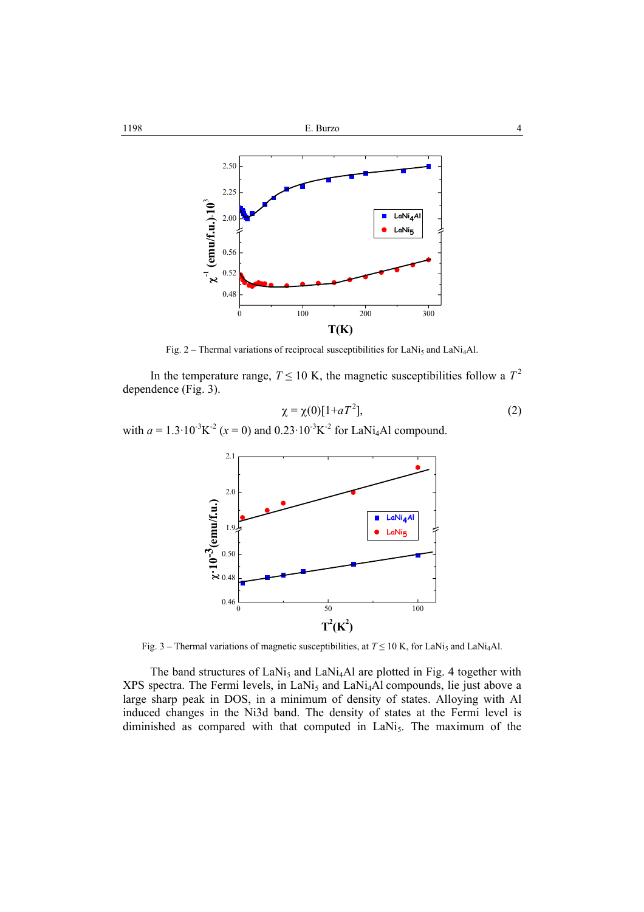Fig. 2 – Thermal variations of reciprocal susceptibilities for $LaNi_5$ and $LaNi_4Al$.

In the temperature range, $T \leq 10$ K, the magnetic susceptibilities follow a $T^2$ dependence (Fig. 3).

$$\chi = \chi(0)[1+aT^2], \tag{2}$$

with $a = 1.3\cdot10^{-3}\text{K}^{-2}$ ($x = 0$) and $0.23\cdot10^{-3}\text{K}^{-2}$ for $LaNi_4Al$ compound.

Fig. 3 – Thermal variations of magnetic susceptibilities, at $T \leq 10$ K, for $LaNi_5$ and $LaNi_4Al$.

The band structures of $LaNi_5$ and $LaNi_4Al$ are plotted in Fig. 4 together with XPS spectra. The Fermi levels, in $LaNi_5$ and $LaNi_4Al$ compounds, lie just above a large sharp peak in DOS, in a minimum of density of states. Alloying with Al induced changes in the Ni3d band. The density of states at the Fermi level is diminished as compared with that computed in $LaNi_5$. The maximum of the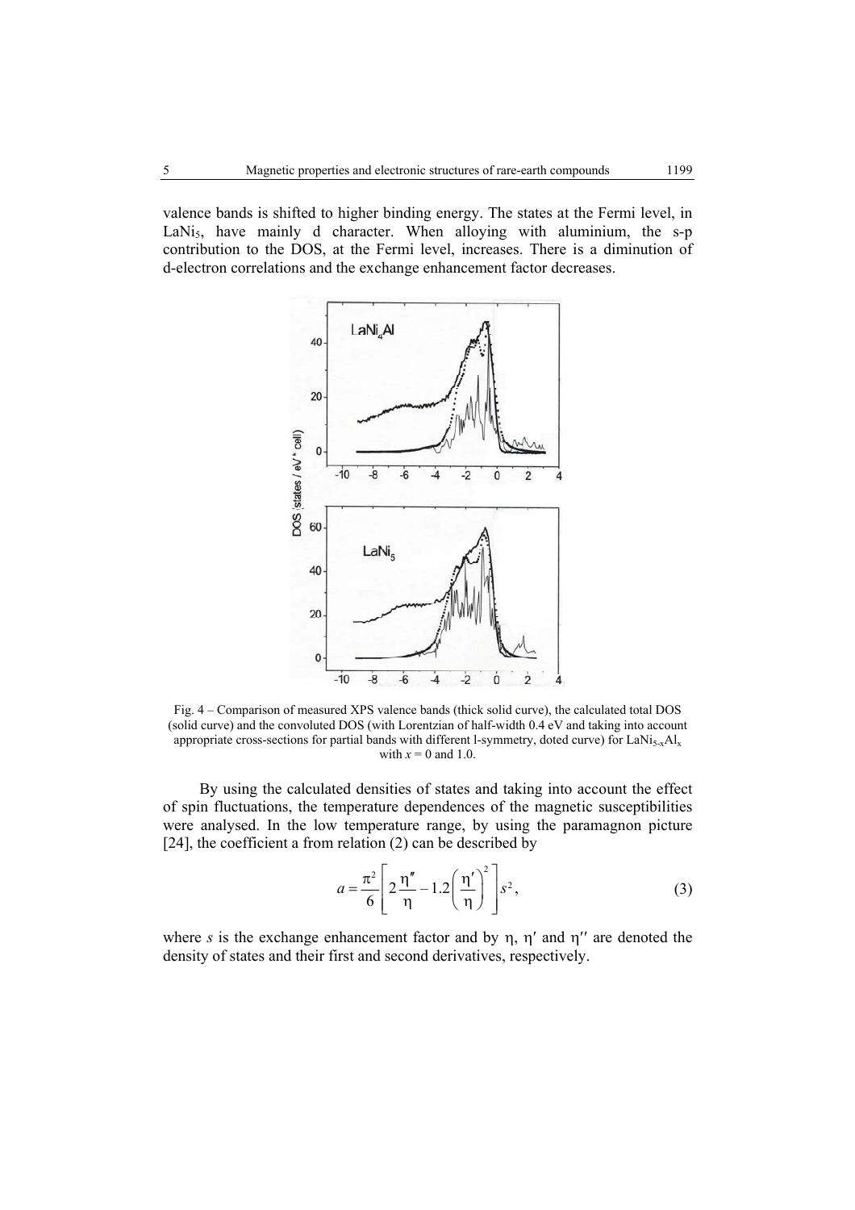valence bands is shifted to higher binding energy. The states at the Fermi level, in $LaNi_5$, have mainly d character. When alloying with aluminium, the s-p contribution to the DOS, at the Fermi level, increases. There is a diminution of d-electron correlations and the exchange enhancement factor decreases.

Fig. 4 – Comparison of measured XPS valence bands (thick solid curve), the calculated total DOS (solid curve) and the convoluted DOS (with Lorentzian of half-width 0.4 eV and taking into account appropriate cross-sections for partial bands with different l-symmetry, doted curve) for $LaNi_{5-x}Al_x$ with $x = 0$ and 1.0.

By using the calculated densities of states and taking into account the effect of spin fluctuations, the temperature dependences of the magnetic susceptibilities were analysed. In the low temperature range, by using the paramagnon picture [24], the coefficient a from relation (2) can be described by

$$a = \frac{\pi^2}{6}\left[2\frac{\eta''}{\eta} - 1.2\left(\frac{\eta'}{\eta}\right)^2\right]s^2, \tag{3}$$

where $s$ is the exchange enhancement factor and by $\eta$, $\eta'$ and $\eta''$ are denoted the density of states and their first and second derivatives, respectively.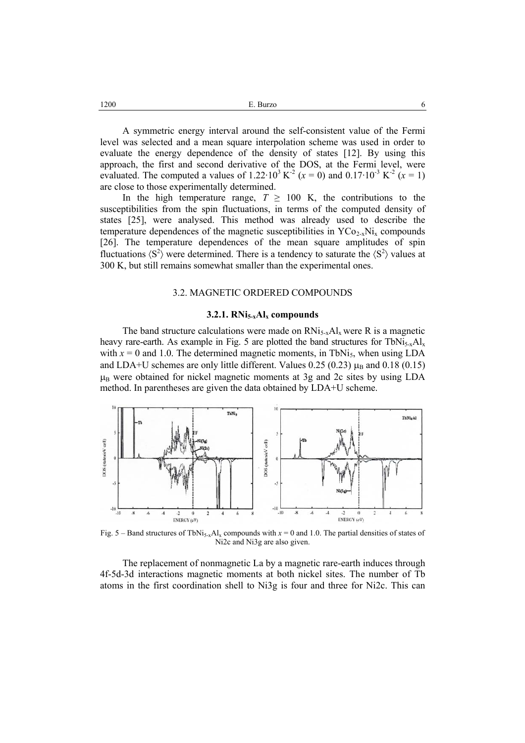A symmetric energy interval around the self-consistent value of the Fermi level was selected and a mean square interpolation scheme was used in order to evaluate the energy dependence of the density of states [12]. By using this approach, the first and second derivative of the DOS, at the Fermi level, were evaluated. The computed a values of $1.22 \cdot 10^{3}$ K$^{-2}$ ($x = 0$) and $0.17 \cdot 10^{-3}$ K$^{-2}$ ($x = 1$) are close to those experimentally determined.

In the high temperature range, $T \geq 100$ K, the contributions to the susceptibilities from the spin fluctuations, in terms of the computed density of states [25], were analysed. This method was already used to describe the temperature dependences of the magnetic susceptibilities in $YCo_{2-x}Ni_x$ compounds [26]. The temperature dependences of the mean square amplitudes of spin fluctuations $\langle S^2 \rangle$ were determined. There is a tendency to saturate the $\langle S^2 \rangle$ values at 300 K, but still remains somewhat smaller than the experimental ones.

## 3.2. MAGNETIC ORDERED COMPOUNDS

### 3.2.1. $RNi_{5-x}Al_x$ compounds

The band structure calculations were made on $RNi_{5-x}Al_x$ were R is a magnetic heavy rare-earth. As example in Fig. 5 are plotted the band structures for $TbNi_{5-x}Al_x$ with $x = 0$ and 1.0. The determined magnetic moments, in $TbNi_5$, when using LDA and LDA+U schemes are only little different. Values 0.25 (0.23) $\mu_B$ and 0.18 (0.15) $\mu_B$ were obtained for nickel magnetic moments at 3g and 2c sites by using LDA method. In parentheses are given the data obtained by LDA+U scheme.

Fig. 5 – Band structures of $TbNi_{5-x}Al_x$ compounds with $x = 0$ and 1.0. The partial densities of states of Ni2c and Ni3g are also given.

The replacement of nonmagnetic La by a magnetic rare-earth induces through 4f-5d-3d interactions magnetic moments at both nickel sites. The number of Tb atoms in the first coordination shell to Ni3g is four and three for Ni2c. This can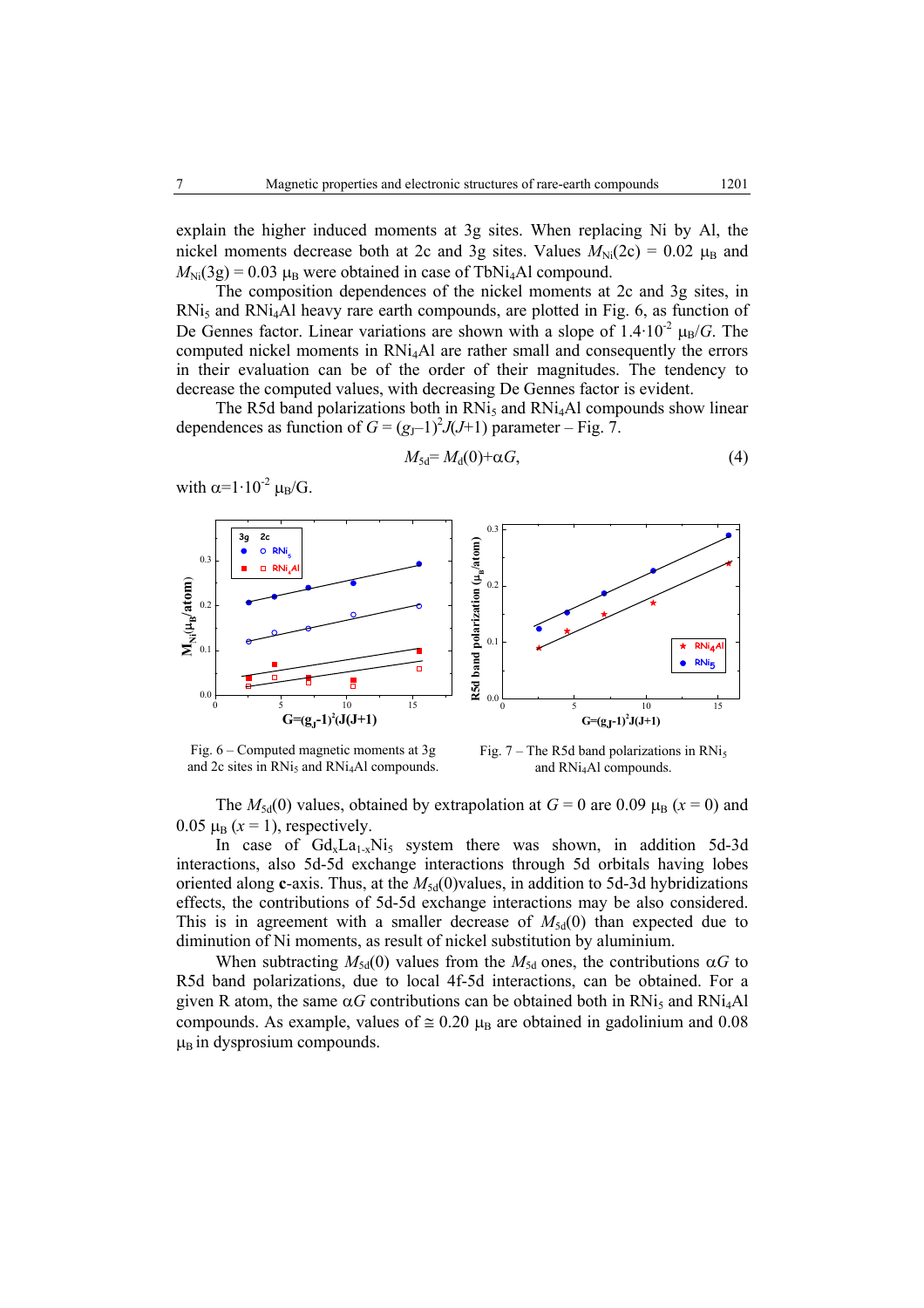explain the higher induced moments at 3g sites. When replacing Ni by Al, the nickel moments decrease both at 2c and 3g sites. Values $M_{Ni}(2c) = 0.02$ $\mu_B$ and $M_{Ni}(3g) = 0.03$ $\mu_B$ were obtained in case of $TbNi_4Al$ compound.

The composition dependences of the nickel moments at 2c and 3g sites, in $RNi_5$ and $RNi_4Al$ heavy rare earth compounds, are plotted in Fig. 6, as function of De Gennes factor. Linear variations are shown with a slope of $1.4 \cdot 10^{-2}$ $\mu_B/G$. The computed nickel moments in $RNi_4Al$ are rather small and consequently the errors in their evaluation can be of the order of their magnitudes. The tendency to decrease the computed values, with decreasing De Gennes factor is evident.

The R5d band polarizations both in $RNi_5$ and $RNi_4Al$ compounds show linear dependences as function of $G = (g_J-1)^2 J(J+1)$ parameter – Fig. 7.

$$M_{5d} = M_d(0) + \alpha G, \tag{4}$$

with $\alpha = 1 \cdot 10^{-2}$ $\mu_B$/G.

Fig. 6 – Computed magnetic moments at 3g and 2c sites in $RNi_5$ and $RNi_4Al$ compounds.

Fig. 7 – The R5d band polarizations in $RNi_5$ and $RNi_4Al$ compounds.

The $M_{5d}(0)$ values, obtained by extrapolation at $G = 0$ are 0.09 $\mu_B$ ($x = 0$) and 0.05 $\mu_B$ ($x = 1$), respectively.

In case of $Gd_xLa_{1-x}Ni_5$ system there was shown, in addition 5d-3d interactions, also 5d-5d exchange interactions through 5d orbitals having lobes oriented along **c**-axis. Thus, at the $M_{5d}(0)$values, in addition to 5d-3d hybridizations effects, the contributions of 5d-5d exchange interactions may be also considered. This is in agreement with a smaller decrease of $M_{5d}(0)$ than expected due to diminution of Ni moments, as result of nickel substitution by aluminium.

When subtracting $M_{5d}(0)$ values from the $M_{5d}$ ones, the contributions $\alpha G$ to R5d band polarizations, due to local 4f-5d interactions, can be obtained. For a given R atom, the same $\alpha G$ contributions can be obtained both in $RNi_5$ and $RNi_4Al$ compounds. As example, values of $\cong 0.20$ $\mu_B$ are obtained in gadolinium and 0.08 $\mu_B$ in dysprosium compounds.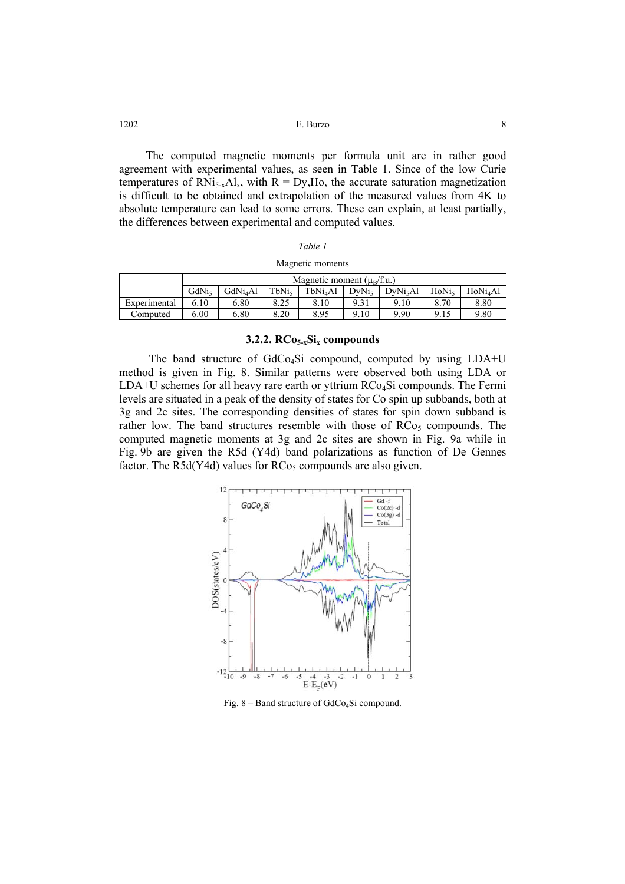The computed magnetic moments per formula unit are in rather good agreement with experimental values, as seen in Table 1. Since of the low Curie temperatures of $RNi_{5-x}Al_x$, with R = Dy,Ho, the accurate saturation magnetization is difficult to be obtained and extrapolation of the measured values from 4K to absolute temperature can lead to some errors. These can explain, at least partially, the differences between experimental and computed values.

*Table 1*

Magnetic moments

| | Magnetic moment ($\mu_B$/f.u.) | | | | | | | |
|---|---|---|---|---|---|---|---|---|
| | $GdNi_5$ | $GdNi_4Al$ | $TbNi_5$ | $TbNi_4Al$ | $DyNi_5$ | $DyNi_5Al$ | $HoNi_5$ | $HoNi_4Al$ |
| Experimental | 6.10 | 6.80 | 8.25 | 8.10 | 9.31 | 9.10 | 8.70 | 8.80 |
| Computed | 6.00 | 6.80 | 8.20 | 8.95 | 9.10 | 9.90 | 9.15 | 9.80 |

### 3.2.2. $RCo_{5-x}Si_x$ compounds

The band structure of $GdCo_4Si$ compound, computed by using LDA+U method is given in Fig. 8. Similar patterns were observed both using LDA or LDA+U schemes for all heavy rare earth or yttrium $RCo_4Si$ compounds. The Fermi levels are situated in a peak of the density of states for Co spin up subbands, both at 3g and 2c sites. The corresponding densities of states for spin down subband is rather low. The band structures resemble with those of $RCo_5$ compounds. The computed magnetic moments at 3g and 2c sites are shown in Fig. 9a while in Fig. 9b are given the R5d (Y4d) band polarizations as function of De Gennes factor. The R5d(Y4d) values for $RCo_5$ compounds are also given.

Fig. 8 – Band structure of $GdCo_4Si$ compound.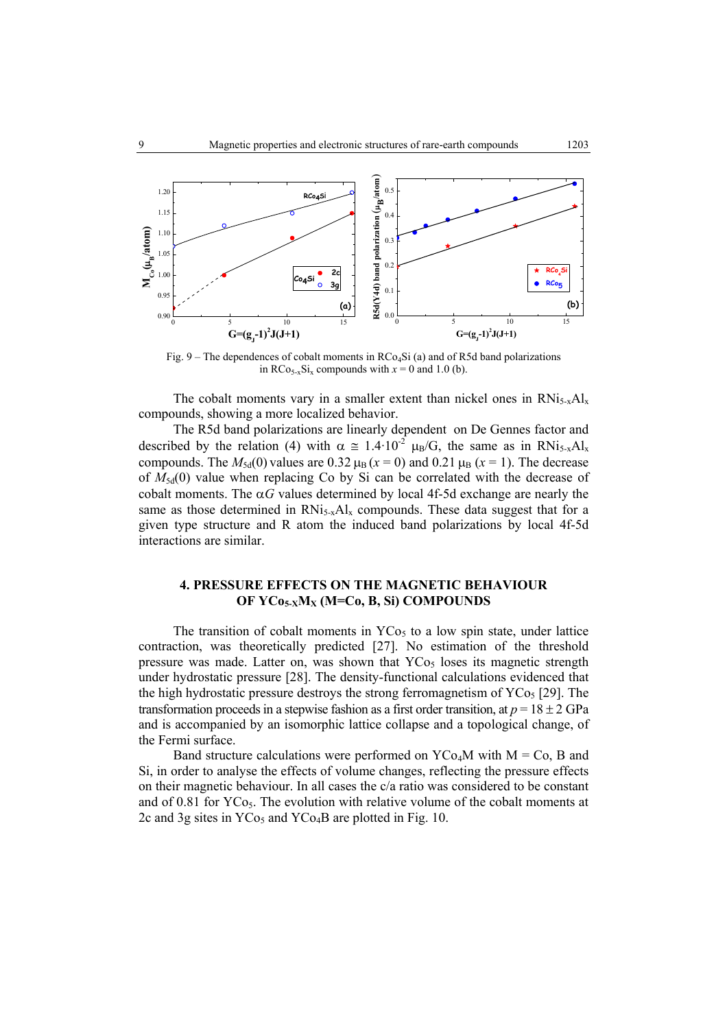Fig. 9 – The dependences of cobalt moments in $RCo_4Si$ (a) and of R5d band polarizations in $RCo_{5-x}Si_x$ compounds with $x = 0$ and 1.0 (b).

The cobalt moments vary in a smaller extent than nickel ones in $RNi_{5-x}Al_x$ compounds, showing a more localized behavior.

The R5d band polarizations are linearly dependent on De Gennes factor and described by the relation (4) with $\alpha \cong 1.4 \cdot 10^{-2}$ $\mu_B$/G, the same as in $RNi_{5-x}Al_x$ compounds. The $M_{5d}(0)$ values are 0.32 $\mu_B$ ($x = 0$) and 0.21 $\mu_B$ ($x = 1$). The decrease of $M_{5d}(0)$ value when replacing Co by Si can be correlated with the decrease of cobalt moments. The $\alpha G$ values determined by local 4f-5d exchange are nearly the same as those determined in $RNi_{5-x}Al_x$ compounds. These data suggest that for a given type structure and R atom the induced band polarizations by local 4f-5d interactions are similar.

## 4. PRESSURE EFFECTS ON THE MAGNETIC BEHAVIOUR OF $YCo_{5-X}M_X$ (M=Co, B, Si) COMPOUNDS

The transition of cobalt moments in $YCo_5$ to a low spin state, under lattice contraction, was theoretically predicted [27]. No estimation of the threshold pressure was made. Latter on, was shown that $YCo_5$ loses its magnetic strength under hydrostatic pressure [28]. The density-functional calculations evidenced that the high hydrostatic pressure destroys the strong ferromagnetism of $YCo_5$ [29]. The transformation proceeds in a stepwise fashion as a first order transition, at $p = 18 \pm 2$ GPa and is accompanied by an isomorphic lattice collapse and a topological change, of the Fermi surface.

Band structure calculations were performed on $YCo_4M$ with M = Co, B and Si, in order to analyse the effects of volume changes, reflecting the pressure effects on their magnetic behaviour. In all cases the c/a ratio was considered to be constant and of 0.81 for $YCo_5$. The evolution with relative volume of the cobalt moments at 2c and 3g sites in $YCo_5$ and $YCo_4B$ are plotted in Fig. 10.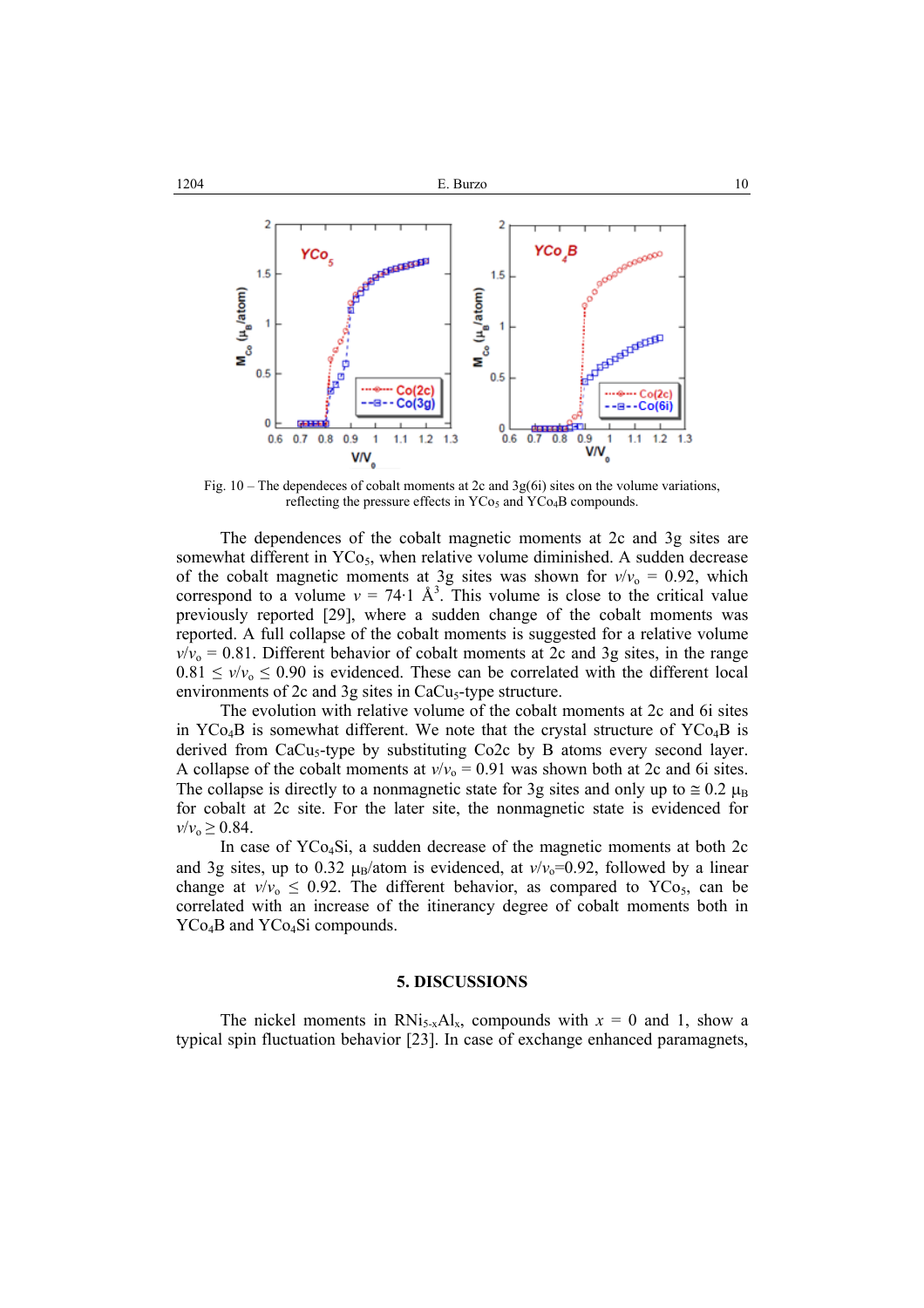Fig. 10 – The dependeces of cobalt moments at 2c and 3g(6i) sites on the volume variations, reflecting the pressure effects in $YCo_5$ and $YCo_4B$ compounds.

The dependences of the cobalt magnetic moments at 2c and 3g sites are somewhat different in $YCo_5$, when relative volume diminished. A sudden decrease of the cobalt magnetic moments at 3g sites was shown for $v/v_o$ = 0.92, which correspond to a volume $v$ = 74·1 Å$^3$. This volume is close to the critical value previously reported [29], where a sudden change of the cobalt moments was reported. A full collapse of the cobalt moments is suggested for a relative volume $v/v_o$ = 0.81. Different behavior of cobalt moments at 2c and 3g sites, in the range $0.81 \leq v/v_o \leq 0.90$ is evidenced. These can be correlated with the different local environments of 2c and 3g sites in $CaCu_5$-type structure.

The evolution with relative volume of the cobalt moments at 2c and 6i sites in $YCo_4B$ is somewhat different. We note that the crystal structure of $YCo_4B$ is derived from $CaCu_5$-type by substituting Co2c by B atoms every second layer. A collapse of the cobalt moments at $v/v_o$ = 0.91 was shown both at 2c and 6i sites. The collapse is directly to a nonmagnetic state for 3g sites and only up to ≅ 0.2 $\mu_B$ for cobalt at 2c site. For the later site, the nonmagnetic state is evidenced for $v/v_o \geq 0.84$.

In case of $YCo_4Si$, a sudden decrease of the magnetic moments at both 2c and 3g sites, up to 0.32 $\mu_B$/atom is evidenced, at $v/v_o$=0.92, followed by a linear change at $v/v_o \leq 0.92$. The different behavior, as compared to $YCo_5$, can be correlated with an increase of the itinerancy degree of cobalt moments both in $YCo_4B$ and $YCo_4Si$ compounds.

## 5. DISCUSSIONS

The nickel moments in $RNi_{5-x}Al_x$, compounds with $x$ = 0 and 1, show a typical spin fluctuation behavior [23]. In case of exchange enhanced paramagnets,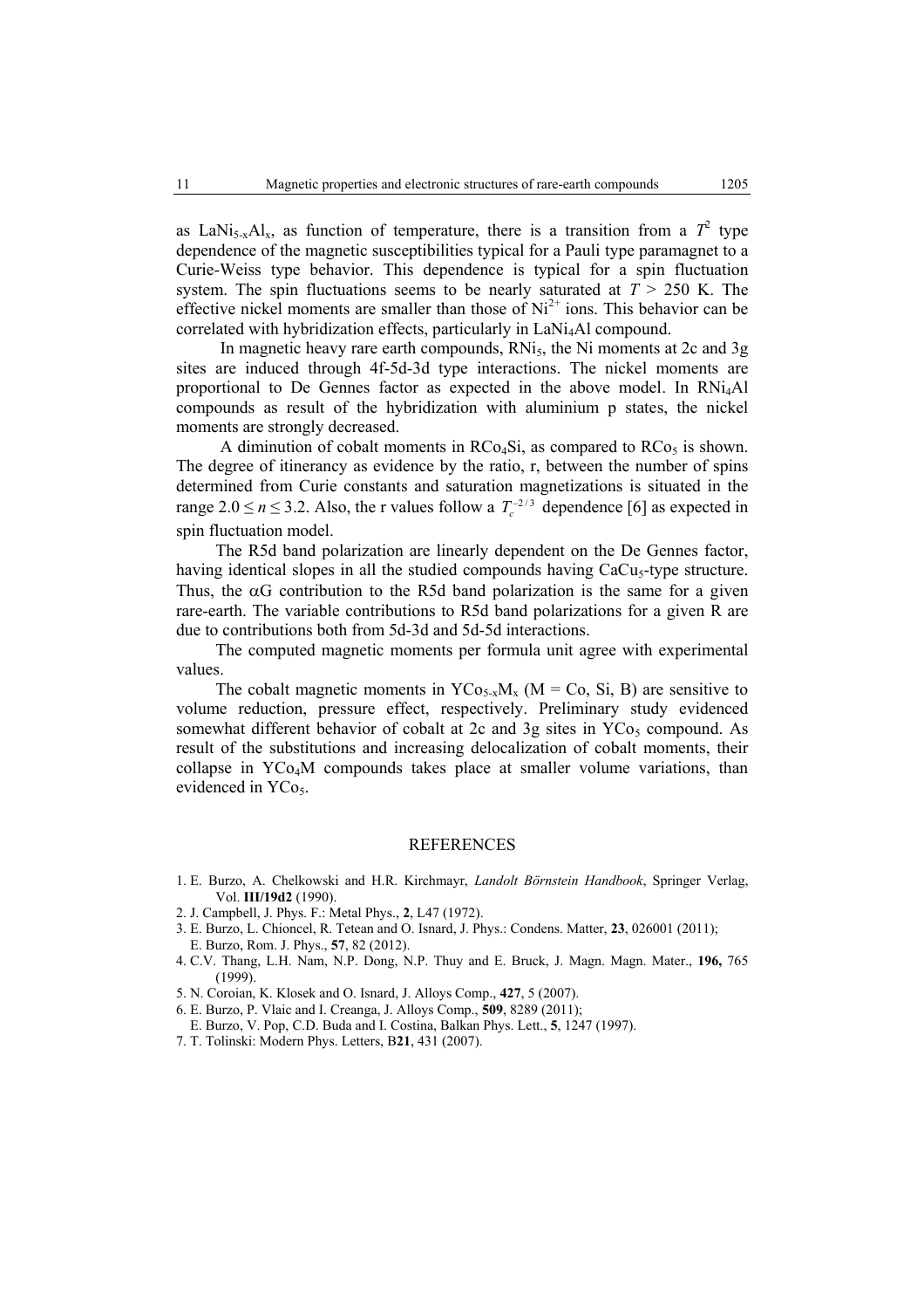as $LaNi_{5-x}Al_x$, as function of temperature, there is a transition from a $T^2$ type dependence of the magnetic susceptibilities typical for a Pauli type paramagnet to a Curie-Weiss type behavior. This dependence is typical for a spin fluctuation system. The spin fluctuations seems to be nearly saturated at $T > 250$ K. The effective nickel moments are smaller than those of $Ni^{2+}$ ions. This behavior can be correlated with hybridization effects, particularly in $LaNi_4Al$ compound.

In magnetic heavy rare earth compounds, $RNi_5$, the Ni moments at 2c and 3g sites are induced through 4f-5d-3d type interactions. The nickel moments are proportional to De Gennes factor as expected in the above model. In $RNi_4Al$ compounds as result of the hybridization with aluminium p states, the nickel moments are strongly decreased.

A diminution of cobalt moments in $RCo_4Si$, as compared to $RCo_5$ is shown. The degree of itinerancy as evidence by the ratio, r, between the number of spins determined from Curie constants and saturation magnetizations is situated in the range $2.0 \leq n \leq 3.2$. Also, the r values follow a $T_c^{-2/3}$ dependence [6] as expected in spin fluctuation model.

The R5d band polarization are linearly dependent on the De Gennes factor, having identical slopes in all the studied compounds having $CaCu_5$-type structure. Thus, the $\alpha G$ contribution to the R5d band polarization is the same for a given rare-earth. The variable contributions to R5d band polarizations for a given R are due to contributions both from 5d-3d and 5d-5d interactions.

The computed magnetic moments per formula unit agree with experimental values.

The cobalt magnetic moments in $YCo_{5-x}M_x$ (M = Co, Si, B) are sensitive to volume reduction, pressure effect, respectively. Preliminary study evidenced somewhat different behavior of cobalt at 2c and 3g sites in $YCo_5$ compound. As result of the substitutions and increasing delocalization of cobalt moments, their collapse in $YCo_4M$ compounds takes place at smaller volume variations, than evidenced in $YCo_5$.

## REFERENCES

1. E. Burzo, A. Chelkowski and H.R. Kirchmayr, *Landolt Börnstein Handbook*, Springer Verlag, Vol. **III/19d2** (1990).
2. J. Campbell, J. Phys. F.: Metal Phys., **2**, L47 (1972).
3. E. Burzo, L. Chioncel, R. Tetean and O. Isnard, J. Phys.: Condens. Matter, **23**, 026001 (2011); E. Burzo, Rom. J. Phys., **57**, 82 (2012).
4. C.V. Thang, L.H. Nam, N.P. Dong, N.P. Thuy and E. Bruck, J. Magn. Magn. Mater., **196,** 765 (1999).
5. N. Coroian, K. Klosek and O. Isnard, J. Alloys Comp., **427**, 5 (2007).
6. E. Burzo, P. Vlaic and I. Creanga, J. Alloys Comp., **509**, 8289 (2011); E. Burzo, V. Pop, C.D. Buda and I. Costina, Balkan Phys. Lett., **5**, 1247 (1997).
7. T. Tolinski: Modern Phys. Letters, B**21**, 431 (2007).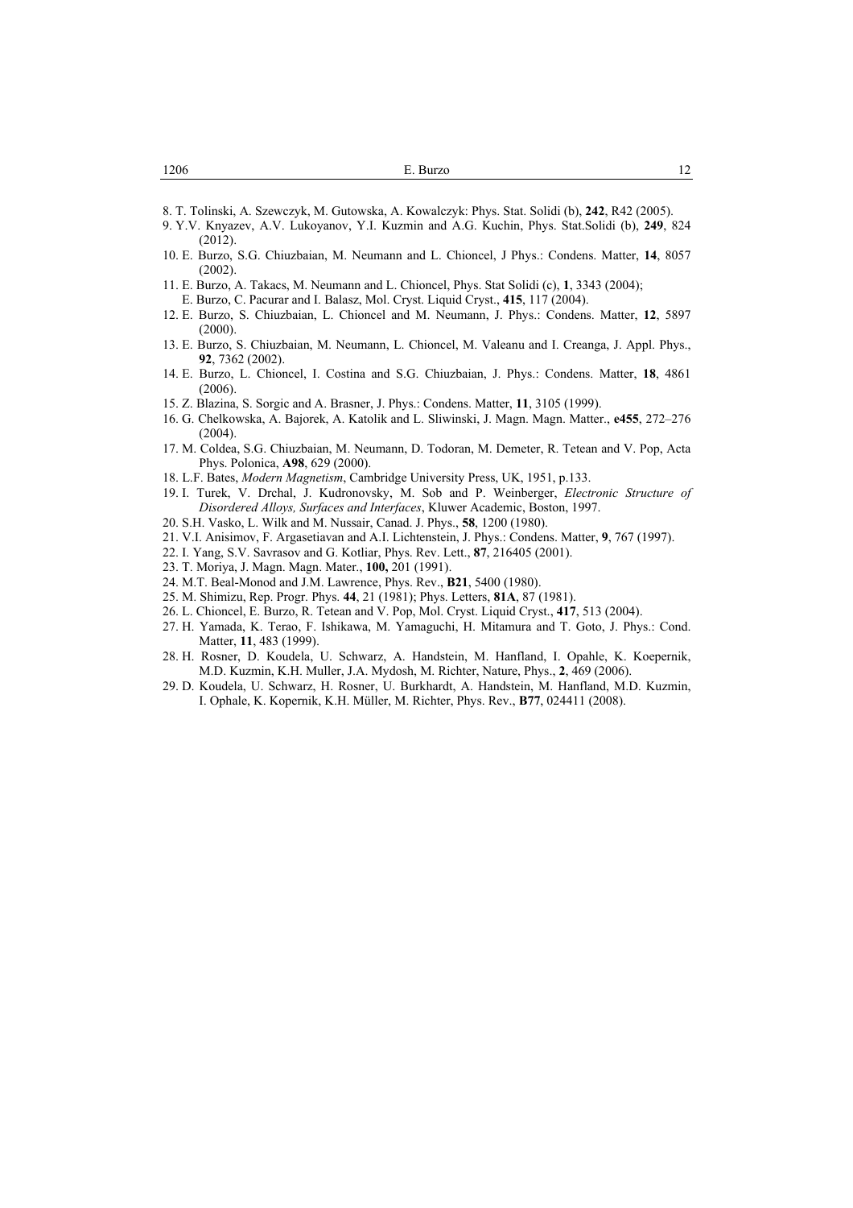8. T. Tolinski, A. Szewczyk, M. Gutowska, A. Kowalczyk: Phys. Stat. Solidi (b), **242**, R42 (2005).
9. Y.V. Knyazev, A.V. Lukoyanov, Y.I. Kuzmin and A.G. Kuchin, Phys. Stat.Solidi (b), **249**, 824 (2012).
10. E. Burzo, S.G. Chiuzbaian, M. Neumann and L. Chioncel, J Phys.: Condens. Matter, **14**, 8057 (2002).
11. E. Burzo, A. Takacs, M. Neumann and L. Chioncel, Phys. Stat Solidi (c), **1**, 3343 (2004); E. Burzo, C. Pacurar and I. Balasz, Mol. Cryst. Liquid Cryst., **415**, 117 (2004).
12. E. Burzo, S. Chiuzbaian, L. Chioncel and M. Neumann, J. Phys.: Condens. Matter, **12**, 5897 (2000).
13. E. Burzo, S. Chiuzbaian, M. Neumann, L. Chioncel, M. Valeanu and I. Creanga, J. Appl. Phys., **92**, 7362 (2002).
14. E. Burzo, L. Chioncel, I. Costina and S.G. Chiuzbaian, J. Phys.: Condens. Matter, **18**, 4861 (2006).
15. Z. Blazina, S. Sorgic and A. Brasner, J. Phys.: Condens. Matter, **11**, 3105 (1999).
16. G. Chelkowska, A. Bajorek, A. Katolik and L. Sliwinski, J. Magn. Magn. Matter., **e455**, 272–276 (2004).
17. M. Coldea, S.G. Chiuzbaian, M. Neumann, D. Todoran, M. Demeter, R. Tetean and V. Pop, Acta Phys. Polonica, **A98**, 629 (2000).
18. L.F. Bates, *Modern Magnetism*, Cambridge University Press, UK, 1951, p.133.
19. I. Turek, V. Drchal, J. Kudronovsky, M. Sob and P. Weinberger, *Electronic Structure of Disordered Alloys, Surfaces and Interfaces*, Kluwer Academic, Boston, 1997.
20. S.H. Vasko, L. Wilk and M. Nussair, Canad. J. Phys., **58**, 1200 (1980).
21. V.I. Anisimov, F. Argasetiavan and A.I. Lichtenstein, J. Phys.: Condens. Matter, **9**, 767 (1997).
22. I. Yang, S.V. Savrasov and G. Kotliar, Phys. Rev. Lett., **87**, 216405 (2001).
23. T. Moriya, J. Magn. Magn. Mater., **100,** 201 (1991).
24. M.T. Beal-Monod and J.M. Lawrence, Phys. Rev., **B21**, 5400 (1980).
25. M. Shimizu, Rep. Progr. Phys. **44**, 21 (1981); Phys. Letters, **81A**, 87 (1981).
26. L. Chioncel, E. Burzo, R. Tetean and V. Pop, Mol. Cryst. Liquid Cryst., **417**, 513 (2004).
27. H. Yamada, K. Terao, F. Ishikawa, M. Yamaguchi, H. Mitamura and T. Goto, J. Phys.: Cond. Matter, **11**, 483 (1999).
28. H. Rosner, D. Koudela, U. Schwarz, A. Handstein, M. Hanfland, I. Opahle, K. Koepernik, M.D. Kuzmin, K.H. Muller, J.A. Mydosh, M. Richter, Nature, Phys., **2**, 469 (2006).
29. D. Koudela, U. Schwarz, H. Rosner, U. Burkhardt, A. Handstein, M. Hanfland, M.D. Kuzmin, I. Ophale, K. Kopernik, K.H. Müller, M. Richter, Phys. Rev., **B77**, 024411 (2008).